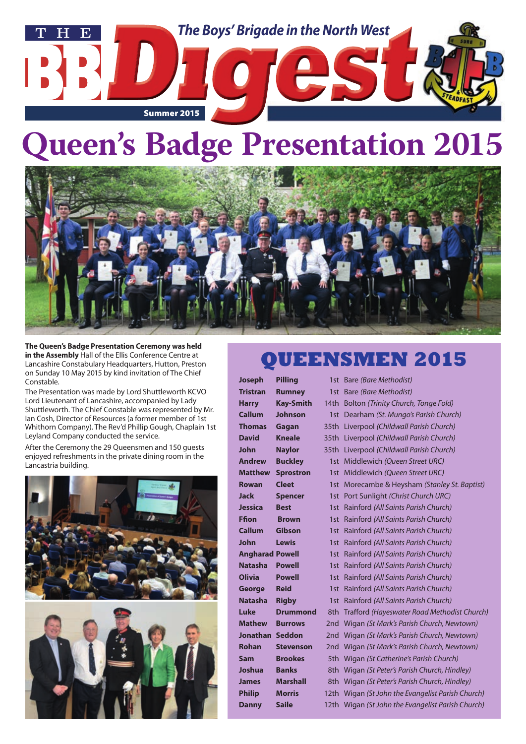# THE BB Digest

**The Boys' Brigade in the North West**

**Summer 2015**

# Queen's Badge Presentation 2015

**The Queen's Badge Presentation Ceremony was held in the Assembly** Hall of the Ellis Conference Centre at Lancashire Constabulary Headquarters, Hutton, Preston on Sunday 10 May 2015 by kind invitation of The Chief Constable.

The Presentation was made by Lord Shuttleworth KCVO Lord Lieutenant of Lancashire, accompanied by Lady Shuttleworth. The Chief Constable was represented by Mr. Ian Cosh, Director of Resources (a former member of 1st Whithorn Company). The Rev'd Phillip Gough, Chaplain 1st Leyland Company conducted the service.

After the Ceremony the 29 Queensmen and 150 guests enjoyed refreshments in the private dining room in the Lancastria building.

## QUEENSMEN 2015

| | | | |
|---|---|---|---|
| **Joseph** | **Pilling** | 1st | Bare *(Bare Methodist)* |
| **Tristran** | **Rumney** | 1st | Bare *(Bare Methodist)* |
| **Harry** | **Kay-Smith** | 14th | Bolton *(Trinity Church, Tonge Fold)* |
| **Callum** | **Johnson** | 1st | Dearham *(St. Mungo's Parish Church)* |
| **Thomas** | **Gagan** | 35th | Liverpool *(Childwall Parish Church)* |
| **David** | **Kneale** | 35th | Liverpool *(Childwall Parish Church)* |
| **John** | **Naylor** | 35th | Liverpool *(Childwall Parish Church)* |
| **Andrew** | **Buckley** | 1st | Middlewich *(Queen Street URC)* |
| **Matthew** | **Sprostron** | 1st | Middlewich *(Queen Street URC)* |
| **Rowan** | **Cleet** | 1st | Morecambe & Heysham *(Stanley St. Baptist)* |
| **Jack** | **Spencer** | 1st | Port Sunlight *(Christ Church URC)* |
| **Jessica** | **Best** | 1st | Rainford *(All Saints Parish Church)* |
| **Ffion** | **Brown** | 1st | Rainford *(All Saints Parish Church)* |
| **Callum** | **Gibson** | 1st | Rainford *(All Saints Parish Church)* |
| **John** | **Lewis** | 1st | Rainford *(All Saints Parish Church)* |
| **Angharad** | **Powell** | 1st | Rainford *(All Saints Parish Church)* |
| **Natasha** | **Powell** | 1st | Rainford *(All Saints Parish Church)* |
| **Olivia** | **Powell** | 1st | Rainford *(All Saints Parish Church)* |
| **George** | **Reid** | 1st | Rainford *(All Saints Parish Church)* |
| **Natasha** | **Rigby** | 1st | Rainford *(All Saints Parish Church)* |
| **Luke** | **Drummond** | 8th | Trafford *(Hayeswater Road Methodist Church)* |
| **Mathew** | **Burrows** | 2nd | Wigan *(St Mark's Parish Church, Newtown)* |
| **Jonathan** | **Seddon** | 2nd | Wigan *(St Mark's Parish Church, Newtown)* |
| **Rohan** | **Stevenson** | 2nd | Wigan *(St Mark's Parish Church, Newtown)* |
| **Sam** | **Brookes** | 5th | Wigan *(St Catherine's Parish Church)* |
| **Joshua** | **Banks** | 8th | Wigan *(St Peter's Parish Church, Hindley)* |
| **James** | **Marshall** | 8th | Wigan *(St Peter's Parish Church, Hindley)* |
| **Philip** | **Morris** | 12th | Wigan *(St John the Evangelist Parish Church)* |
| **Danny** | **Saile** | 12th | Wigan *(St John the Evangelist Parish Church)* |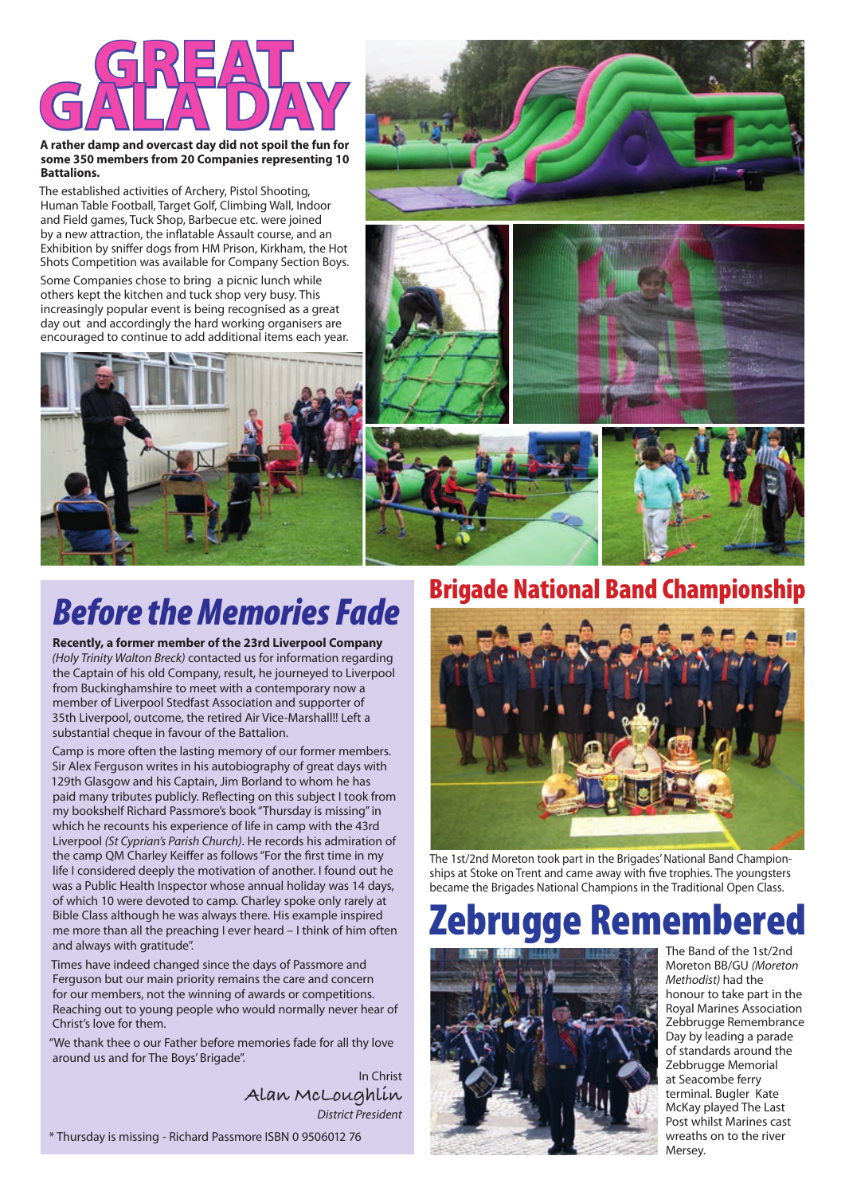# GREAT GALA DAY

**A rather damp and overcast day did not spoil the fun for some 350 members from 20 Companies representing 10 Battalions.**

The established activities of Archery, Pistol Shooting, Human Table Football, Target Golf, Climbing Wall, Indoor and Field games, Tuck Shop, Barbecue etc. were joined by a new attraction, the inflatable Assault course, and an Exhibition by sniffer dogs from HM Prison, Kirkham, the Hot Shots Competition was available for Company Section Boys.

Some Companies chose to bring a picnic lunch while others kept the kitchen and tuck shop very busy. This increasingly popular event is being recognised as a great day out and accordingly the hard working organisers are encouraged to continue to add additional items each year.

# *Before the Memories Fade*

**Recently, a former member of the 23rd Liverpool Company** *(Holy Trinity Walton Breck)* contacted us for information regarding the Captain of his old Company, result, he journeyed to Liverpool from Buckinghamshire to meet with a contemporary now a member of Liverpool Stedfast Association and supporter of 35th Liverpool, outcome, the retired Air Vice-Marshall!! Left a substantial cheque in favour of the Battalion.

Camp is more often the lasting memory of our former members. Sir Alex Ferguson writes in his autobiography of great days with 129th Glasgow and his Captain, Jim Borland to whom he has paid many tributes publicly. Reflecting on this subject I took from my bookshelf Richard Passmore's book "Thursday is missing" in which he recounts his experience of life in camp with the 43rd Liverpool *(St Cyprian's Parish Church)*. He records his admiration of the camp QM Charley Keiffer as follows "For the first time in my life I considered deeply the motivation of another. I found out he was a Public Health Inspector whose annual holiday was 14 days, of which 10 were devoted to camp. Charley spoke only rarely at Bible Class although he was always there. His example inspired me more than all the preaching I ever heard – I think of him often and always with gratitude".

Times have indeed changed since the days of Passmore and Ferguson but our main priority remains the care and concern for our members, not the winning of awards or competitions. Reaching out to young people who would normally never hear of Christ's love for them.

"We thank thee o our Father before memories fade for all thy love around us and for The Boys' Brigade".

In Christ

Alan McLoughlin

*District President*

* Thursday is missing - Richard Passmore ISBN 0 9506012 76

## Brigade National Band Championship

The 1st/2nd Moreton took part in the Brigades' National Band Championships at Stoke on Trent and came away with five trophies. The youngsters became the Brigades National Champions in the Traditional Open Class.

# Zebrugge Remembered

The Band of the 1st/2nd Moreton BB/GU *(Moreton Methodist)* had the honour to take part in the Royal Marines Association Zebbrugge Remembrance Day by leading a parade of standards around the Zebbrugge Memorial at Seacombe ferry terminal. Bugler Kate McKay played The Last Post whilst Marines cast wreaths on to the river Mersey.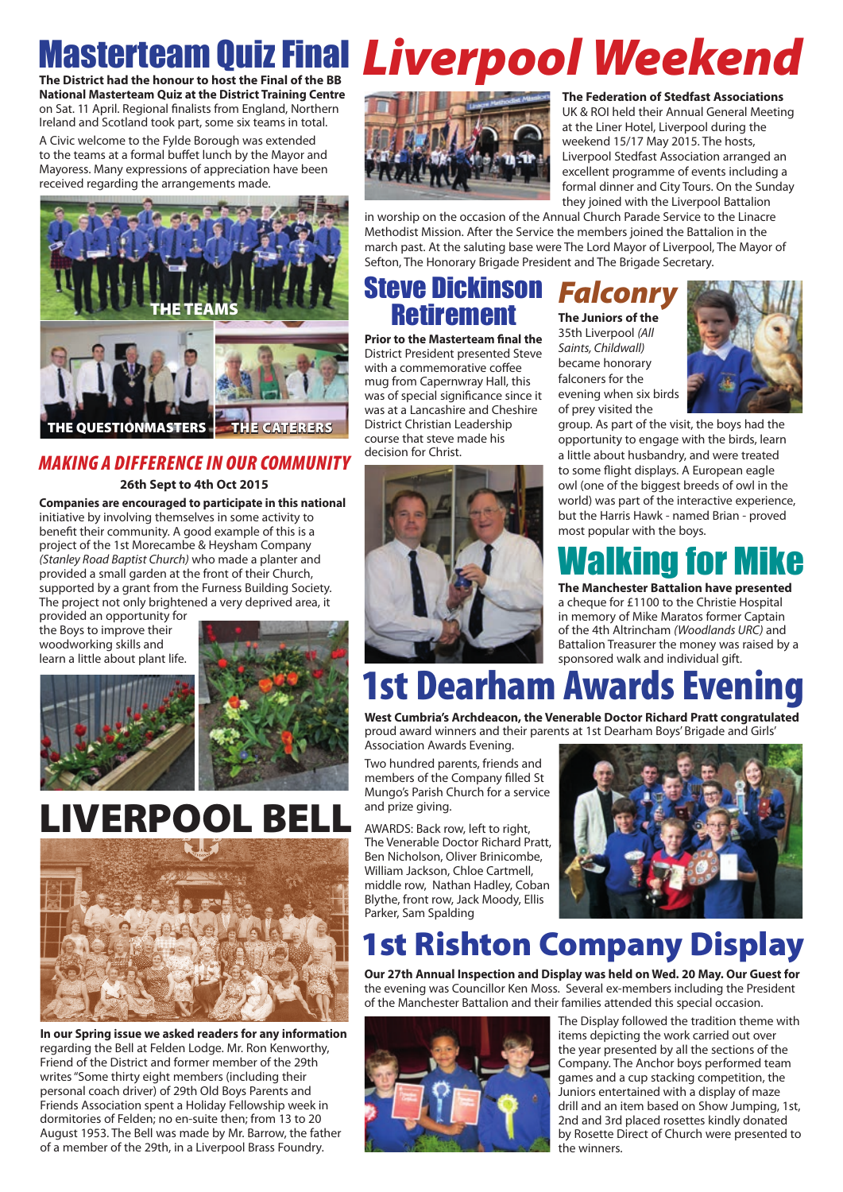# Masterteam Quiz Final

**The District had the honour to host the Final of the BB National Masterteam Quiz at the District Training Centre** on Sat. 11 April. Regional finalists from England, Northern Ireland and Scotland took part, some six teams in total.

A Civic welcome to the Fylde Borough was extended to the teams at a formal buffet lunch by the Mayor and Mayoress. Many expressions of appreciation have been received regarding the arrangements made.

THE TEAMS

THE QUESTIONMASTERS

THE CATERERS

## MAKING A DIFFERENCE IN OUR COMMUNITY

**26th Sept to 4th Oct 2015**

**Companies are encouraged to participate in this national** initiative by involving themselves in some activity to benefit their community. A good example of this is a project of the 1st Morecambe & Heysham Company *(Stanley Road Baptist Church)* who made a planter and provided a small garden at the front of their Church, supported by a grant from the Furness Building Society. The project not only brightened a very deprived area, it provided an opportunity for the Boys to improve their woodworking skills and learn a little about plant life.

# LIVERPOOL BELL

**In our Spring issue we asked readers for any information** regarding the Bell at Felden Lodge. Mr. Ron Kenworthy, Friend of the District and former member of the 29th writes "Some thirty eight members (including their personal coach driver) of 29th Old Boys Parents and Friends Association spent a Holiday Fellowship week in dormitories of Felden; no en-suite then; from 13 to 20 August 1953. The Bell was made by Mr. Barrow, the father of a member of the 29th, in a Liverpool Brass Foundry.

# *Liverpool Weekend*

**The Federation of Stedfast Associations** UK & ROI held their Annual General Meeting at the Liner Hotel, Liverpool during the weekend 15/17 May 2015. The hosts, Liverpool Stedfast Association arranged an excellent programme of events including a formal dinner and City Tours. On the Sunday they joined with the Liverpool Battalion in worship on the occasion of the Annual Church Parade Service to the Linacre Methodist Mission. After the Service the members joined the Battalion in the march past. At the saluting base were The Lord Mayor of Liverpool, The Mayor of Sefton, The Honorary Brigade President and The Brigade Secretary.

## Steve Dickinson Retirement

**Prior to the Masterteam final the** District President presented Steve with a commemorative coffee mug from Capernwray Hall, this was of special significance since it was at a Lancashire and Cheshire District Christian Leadership course that steve made his decision for Christ.

## *Falconry*

**The Juniors of the** 35th Liverpool *(All Saints, Childwall)* became honorary falconers for the evening when six birds of prey visited the group. As part of the visit, the boys had the opportunity to engage with the birds, learn a little about husbandry, and were treated to some flight displays. A European eagle owl (one of the biggest breeds of owl in the world) was part of the interactive experience, but the Harris Hawk - named Brian - proved most popular with the boys.

## Walking for Mike

**The Manchester Battalion have presented** a cheque for £1100 to the Christie Hospital in memory of Mike Maratos former Captain of the 4th Altrincham *(Woodlands URC)* and Battalion Treasurer the money was raised by a sponsored walk and individual gift.

# 1st Dearham Awards Evening

**West Cumbria's Archdeacon, the Venerable Doctor Richard Pratt congratulated** proud award winners and their parents at 1st Dearham Boys' Brigade and Girls' Association Awards Evening.

Two hundred parents, friends and members of the Company filled St Mungo's Parish Church for a service and prize giving.

AWARDS: Back row, left to right, The Venerable Doctor Richard Pratt, Ben Nicholson, Oliver Brinicombe, William Jackson, Chloe Cartmell, middle row, Nathan Hadley, Coban Blythe, front row, Jack Moody, Ellis Parker, Sam Spalding

# 1st Rishton Company Display

**Our 27th Annual Inspection and Display was held on Wed. 20 May. Our Guest for** the evening was Councillor Ken Moss. Several ex-members including the President of the Manchester Battalion and their families attended this special occasion.

The Display followed the tradition theme with items depicting the work carried out over the year presented by all the sections of the Company. The Anchor boys performed team games and a cup stacking competition, the Juniors entertained with a display of maze drill and an item based on Show Jumping, 1st, 2nd and 3rd placed rosettes kindly donated by Rosette Direct of Church were presented to the winners.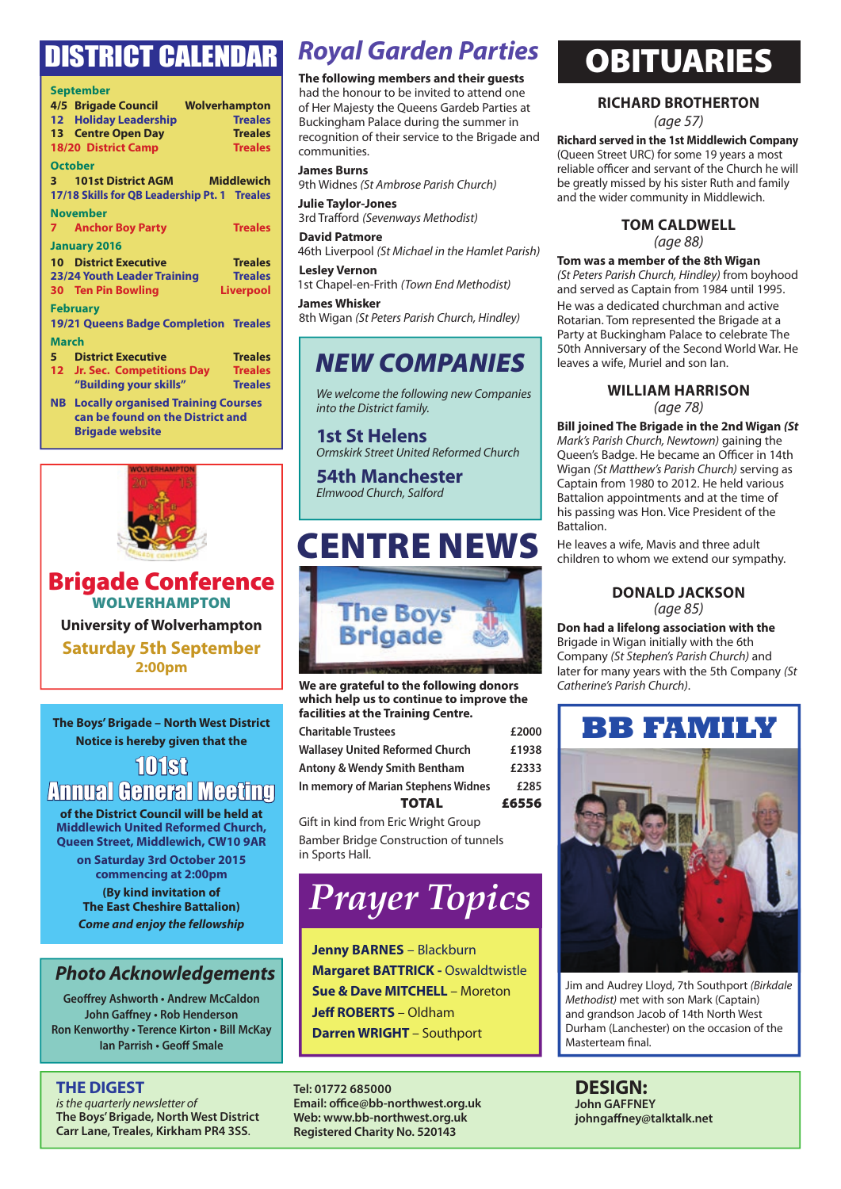# DISTRICT CALENDAR

**September**

| | | |
|---|---|---|
| 4/5 | Brigade Council | Wolverhampton |
| 12 | Holiday Leadership | Treales |
| 13 | Centre Open Day | Treales |
| 18/20 | District Camp | Treales |

**October**

| | | |
|---|---|---|
| 3 | 101st District AGM | Middlewich |
| 17/18 | Skills for QB Leadership Pt. 1 | Treales |

**November**

| | | |
|---|---|---|
| 7 | Anchor Boy Party | Treales |

**January 2016**

| | | |
|---|---|---|
| 10 | District Executive | Treales |
| 23/24 | Youth Leader Training | Treales |
| 30 | Ten Pin Bowling | Liverpool |

**February**

| | | |
|---|---|---|
| 19/21 | Queens Badge Completion | Treales |

**March**

| | | |
|---|---|---|
| 5 | District Executive | Treales |
| 12 | Jr. Sec. Competitions Day "Building your skills" | Treales |

**NB** Locally organised Training Courses can be found on the District and Brigade website

## Brigade Conference
**WOLVERHAMPTON**

**University of Wolverhampton**

**Saturday 5th September**

**2:00pm**

---

**The Boys' Brigade – North West District**
**Notice is hereby given that the**

## 101st Annual General Meeting

**of the District Council will be held at Middlewich United Reformed Church, Queen Street, Middlewich, CW10 9AR**

**on Saturday 3rd October 2015 commencing at 2:00pm**

**(By kind invitation of The East Cheshire Battalion)**

***Come and enjoy the fellowship***

## Photo Acknowledgements

Geoffrey Ashworth • Andrew McCaldon
John Gaffney • Rob Henderson
Ron Kenworthy • Terence Kirton • Bill McKay
Ian Parrish • Geoff Smale

# Royal Garden Parties

**The following members and their guests** had the honour to be invited to attend one of Her Majesty the Queens Gardeb Parties at Buckingham Palace during the summer in recognition of their service to the Brigade and communities.

**James Burns**
9th Widnes *(St Ambrose Parish Church)*

**Julie Taylor-Jones**
3rd Trafford *(Sevenways Methodist)*

**David Patmore**
46th Liverpool *(St Michael in the Hamlet Parish)*

**Lesley Vernon**
1st Chapel-en-Frith *(Town End Methodist)*

**James Whisker**
8th Wigan *(St Peters Parish Church, Hindley)*

## NEW COMPANIES

*We welcome the following new Companies into the District family.*

**1st St Helens**
*Ormskirk Street United Reformed Church*

**54th Manchester**
*Elmwood Church, Salford*

# CENTRE NEWS

**We are grateful to the following donors which help us to continue to improve the facilities at the Training Centre.**

| | |
|---|---|
| Charitable Trustees | £2000 |
| Wallasey United Reformed Church | £1938 |
| Antony & Wendy Smith Bentham | £2333 |
| In memory of Marian Stephens Widnes | £285 |
| **TOTAL** | **£6556** |

Gift in kind from Eric Wright Group

Bamber Bridge Construction of tunnels in Sports Hall.

## Prayer Topics

**Jenny BARNES** – Blackburn
**Margaret BATTRICK** - Oswaldtwistle
**Sue & Dave MITCHELL** – Moreton
**Jeff ROBERTS** – Oldham
**Darren WRIGHT** – Southport

# OBITUARIES

### RICHARD BROTHERTON
*(age 57)*

**Richard served in the 1st Middlewich Company** (Queen Street URC) for some 19 years a most reliable officer and servant of the Church he will be greatly missed by his sister Ruth and family and the wider community in Middlewich.

### TOM CALDWELL
*(age 88)*

**Tom was a member of the 8th Wigan** *(St Peters Parish Church, Hindley)* from boyhood and served as Captain from 1984 until 1995.

He was a dedicated churchman and active Rotarian. Tom represented the Brigade at a Party at Buckingham Palace to celebrate The 50th Anniversary of the Second World War. He leaves a wife, Muriel and son Ian.

### WILLIAM HARRISON
*(age 78)*

**Bill joined The Brigade in the 2nd Wigan** ***(St*** *Mark's Parish Church, Newtown)* gaining the Queen's Badge. He became an Officer in 14th Wigan *(St Matthew's Parish Church)* serving as Captain from 1980 to 2012. He held various Battalion appointments and at the time of his passing was Hon. Vice President of the Battalion.

He leaves a wife, Mavis and three adult children to whom we extend our sympathy.

### DONALD JACKSON
*(age 85)*

**Don had a lifelong association with the** Brigade in Wigan initially with the 6th Company *(St Stephen's Parish Church)* and later for many years with the 5th Company *(St Catherine's Parish Church)*.

## BB FAMILY

Jim and Audrey Lloyd, 7th Southport *(Birkdale Methodist)* met with son Mark (Captain) and grandson Jacob of 14th North West Durham (Lanchester) on the occasion of the Masterteam final.

---

**THE DIGEST**
*is the quarterly newsletter of*
**The Boys' Brigade, North West District**
**Carr Lane, Treales, Kirkham PR4 3SS.**

**Tel: 01772 685000**
**Email: office@bb-northwest.org.uk**
**Web: www.bb-northwest.org.uk**
**Registered Charity No. 520143**

**DESIGN:**
**John GAFFNEY**
**johngaffney@talktalk.net**